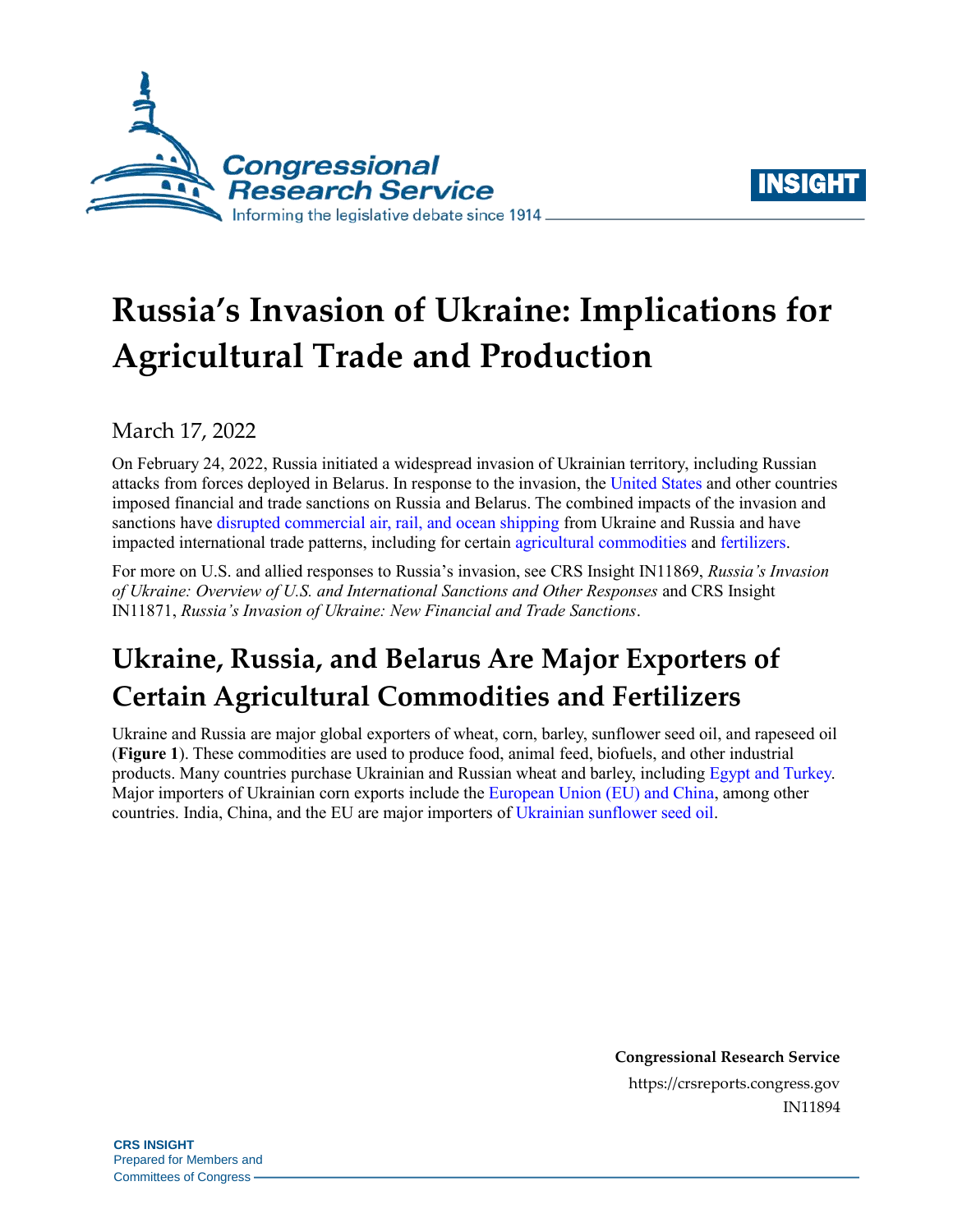# Russia's Invasion of Ukraine: Implications for Agricultural Trade and Production

March 17, 2022

On February 24, 2022, Russia initiated a widespread invasion of Ukrainian territory, including Russian attacks from forces deployed in Belarus. In response to the invasion, the United States and other countries imposed financial and trade sanctions on Russia and Belarus. The combined impacts of the invasion and sanctions have disrupted commercial air, rail, and ocean shipping from Ukraine and Russia and have impacted international trade patterns, including for certain agricultural commodities and fertilizers.

For more on U.S. and allied responses to Russia's invasion, see CRS Insight IN11869, *Russia's Invasion of Ukraine: Overview of U.S. and International Sanctions and Other Responses* and CRS Insight IN11871, *Russia's Invasion of Ukraine: New Financial and Trade Sanctions*.

## Ukraine, Russia, and Belarus Are Major Exporters of Certain Agricultural Commodities and Fertilizers

Ukraine and Russia are major global exporters of wheat, corn, barley, sunflower seed oil, and rapeseed oil (**Figure 1**). These commodities are used to produce food, animal feed, biofuels, and other industrial products. Many countries purchase Ukrainian and Russian wheat and barley, including Egypt and Turkey. Major importers of Ukrainian corn exports include the European Union (EU) and China, among other countries. India, China, and the EU are major importers of Ukrainian sunflower seed oil.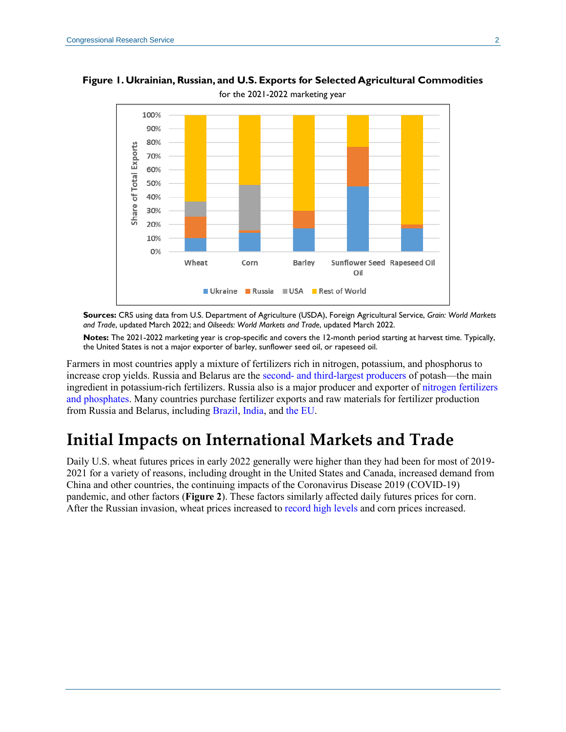**Figure 1. Ukrainian, Russian, and U.S. Exports for Selected Agricultural Commodities**

for the 2021-2022 marketing year

**Sources:** CRS using data from U.S. Department of Agriculture (USDA), Foreign Agricultural Service, *Grain: World Markets and Trade*, updated March 2022; and *Oilseeds: World Markets and Trade*, updated March 2022.

**Notes:** The 2021-2022 marketing year is crop-specific and covers the 12-month period starting at harvest time. Typically, the United States is not a major exporter of barley, sunflower seed oil, or rapeseed oil.

Farmers in most countries apply a mixture of fertilizers rich in nitrogen, potassium, and phosphorus to increase crop yields. Russia and Belarus are the second- and third-largest producers of potash—the main ingredient in potassium-rich fertilizers. Russia also is a major producer and exporter of nitrogen fertilizers and phosphates. Many countries purchase fertilizer exports and raw materials for fertilizer production from Russia and Belarus, including Brazil, India, and the EU.

# Initial Impacts on International Markets and Trade

Daily U.S. wheat futures prices in early 2022 generally were higher than they had been for most of 2019-2021 for a variety of reasons, including drought in the United States and Canada, increased demand from China and other countries, the continuing impacts of the Coronavirus Disease 2019 (COVID-19) pandemic, and other factors (**Figure 2**). These factors similarly affected daily futures prices for corn. After the Russian invasion, wheat prices increased to record high levels and corn prices increased.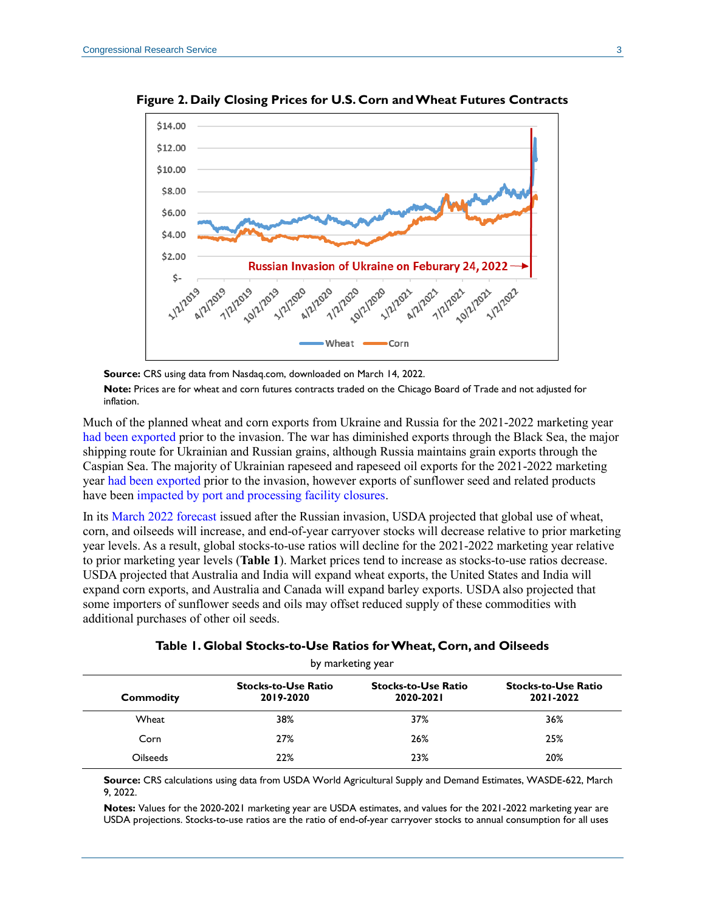**Figure 2. Daily Closing Prices for U.S. Corn and Wheat Futures Contracts**

**Source:** CRS using data from Nasdaq.com, downloaded on March 14, 2022.

**Note:** Prices are for wheat and corn futures contracts traded on the Chicago Board of Trade and not adjusted for inflation.

Much of the planned wheat and corn exports from Ukraine and Russia for the 2021-2022 marketing year had been exported prior to the invasion. The war has diminished exports through the Black Sea, the major shipping route for Ukrainian and Russian grains, although Russia maintains grain exports through the Caspian Sea. The majority of Ukrainian rapeseed and rapeseed oil exports for the 2021-2022 marketing year had been exported prior to the invasion, however exports of sunflower seed and related products have been impacted by port and processing facility closures.

In its March 2022 forecast issued after the Russian invasion, USDA projected that global use of wheat, corn, and oilseeds will increase, and end-of-year carryover stocks will decrease relative to prior marketing year levels. As a result, global stocks-to-use ratios will decline for the 2021-2022 marketing year relative to prior marketing year levels (**Table 1**). Market prices tend to increase as stocks-to-use ratios decrease. USDA projected that Australia and India will expand wheat exports, the United States and India will expand corn exports, and Australia and Canada will expand barley exports. USDA also projected that some importers of sunflower seeds and oils may offset reduced supply of these commodities with additional purchases of other oil seeds.

**Table 1. Global Stocks-to-Use Ratios for Wheat, Corn, and Oilseeds**

by marketing year

| Commodity | Stocks-to-Use Ratio 2019-2020 | Stocks-to-Use Ratio 2020-2021 | Stocks-to-Use Ratio 2021-2022 |
| --- | --- | --- | --- |
| Wheat | 38% | 37% | 36% |
| Corn | 27% | 26% | 25% |
| Oilseeds | 22% | 23% | 20% |

**Source:** CRS calculations using data from USDA World Agricultural Supply and Demand Estimates, WASDE-622, March 9, 2022.

**Notes:** Values for the 2020-2021 marketing year are USDA estimates, and values for the 2021-2022 marketing year are USDA projections. Stocks-to-use ratios are the ratio of end-of-year carryover stocks to annual consumption for all uses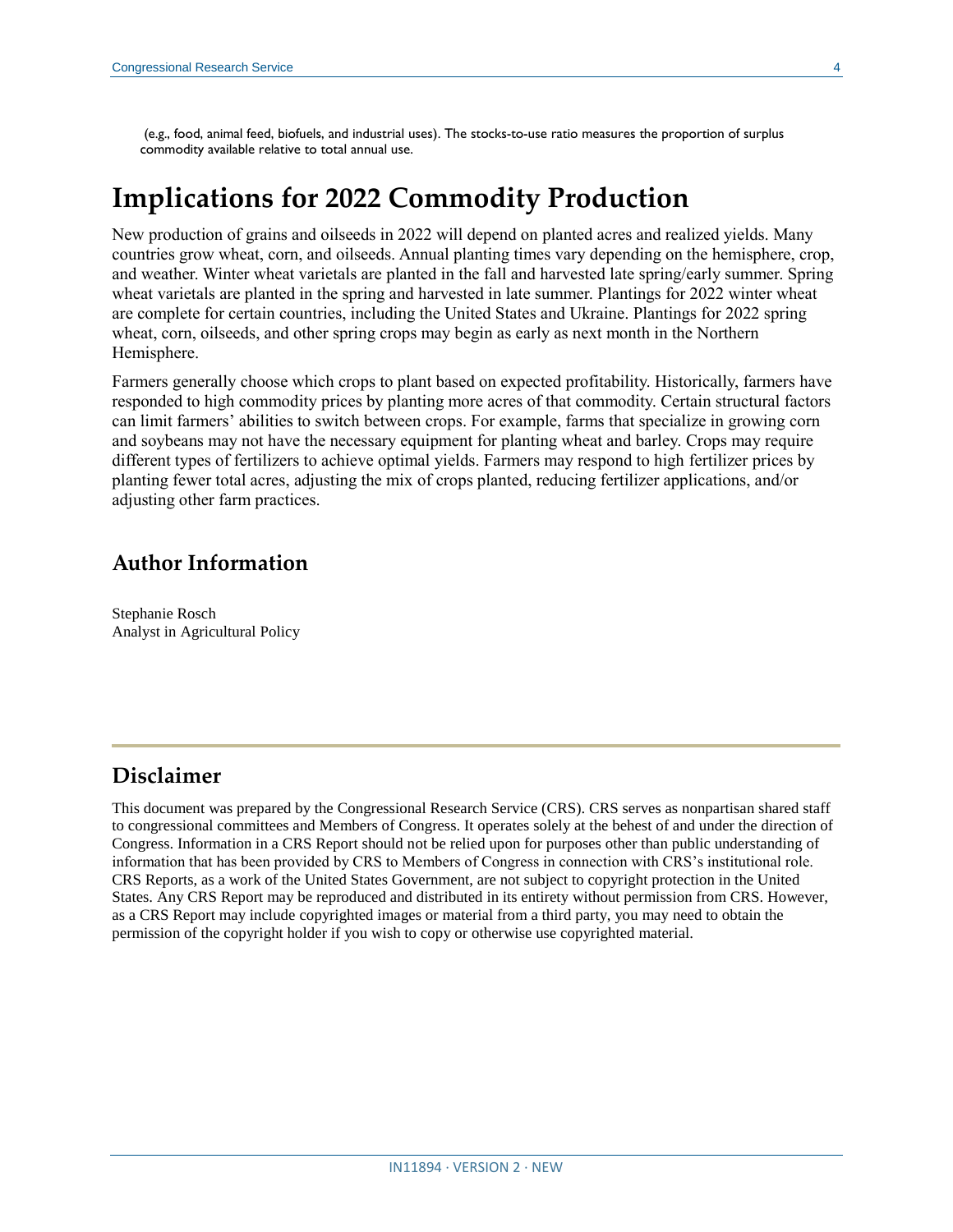(e.g., food, animal feed, biofuels, and industrial uses). The stocks-to-use ratio measures the proportion of surplus commodity available relative to total annual use.

# Implications for 2022 Commodity Production

New production of grains and oilseeds in 2022 will depend on planted acres and realized yields. Many countries grow wheat, corn, and oilseeds. Annual planting times vary depending on the hemisphere, crop, and weather. Winter wheat varietals are planted in the fall and harvested late spring/early summer. Spring wheat varietals are planted in the spring and harvested in late summer. Plantings for 2022 winter wheat are complete for certain countries, including the United States and Ukraine. Plantings for 2022 spring wheat, corn, oilseeds, and other spring crops may begin as early as next month in the Northern Hemisphere.

Farmers generally choose which crops to plant based on expected profitability. Historically, farmers have responded to high commodity prices by planting more acres of that commodity. Certain structural factors can limit farmers' abilities to switch between crops. For example, farms that specialize in growing corn and soybeans may not have the necessary equipment for planting wheat and barley. Crops may require different types of fertilizers to achieve optimal yields. Farmers may respond to high fertilizer prices by planting fewer total acres, adjusting the mix of crops planted, reducing fertilizer applications, and/or adjusting other farm practices.

## Author Information

Stephanie Rosch
Analyst in Agricultural Policy

## Disclaimer

This document was prepared by the Congressional Research Service (CRS). CRS serves as nonpartisan shared staff to congressional committees and Members of Congress. It operates solely at the behest of and under the direction of Congress. Information in a CRS Report should not be relied upon for purposes other than public understanding of information that has been provided by CRS to Members of Congress in connection with CRS's institutional role. CRS Reports, as a work of the United States Government, are not subject to copyright protection in the United States. Any CRS Report may be reproduced and distributed in its entirety without permission from CRS. However, as a CRS Report may include copyrighted images or material from a third party, you may need to obtain the permission of the copyright holder if you wish to copy or otherwise use copyrighted material.